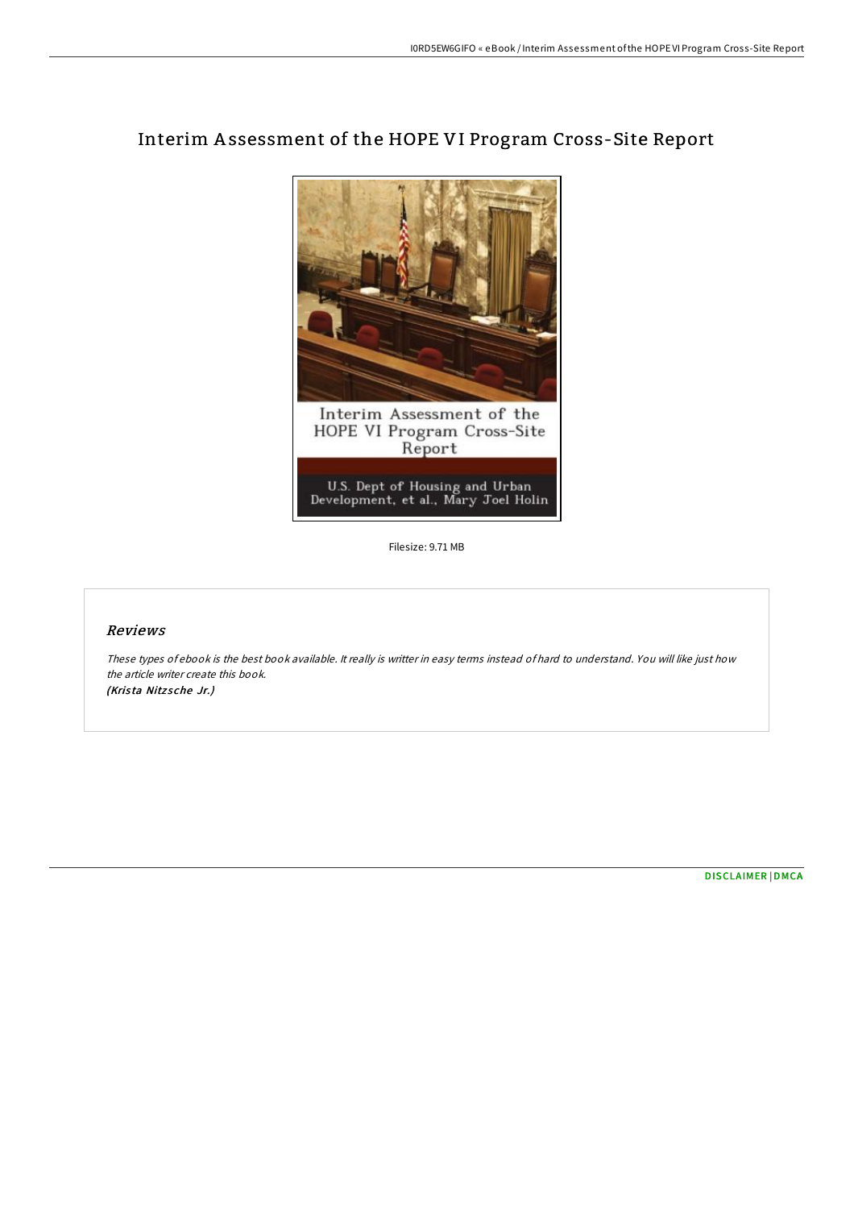# Interim Assessment of the HOPE VI Program Cross-Site Report

Filesize: 9.71 MB

## Reviews

*These types of ebook is the best book available. It really is writter in easy terms instead of hard to understand. You will like just how the article writer create this book.*
***(Krista Nitzsche Jr.)***

DISCLAIMER | DMCA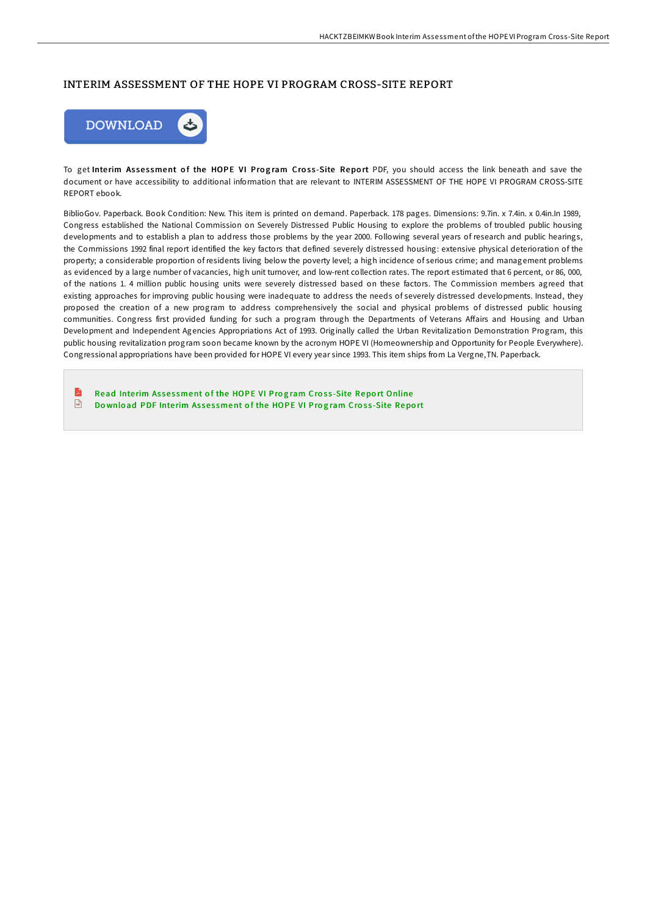# INTERIM ASSESSMENT OF THE HOPE VI PROGRAM CROSS-SITE REPORT

DOWNLOAD

To get **Interim Assessment of the HOPE VI Program Cross-Site Report** PDF, you should access the link beneath and save the document or have accessibility to additional information that are relevant to INTERIM ASSESSMENT OF THE HOPE VI PROGRAM CROSS-SITE REPORT ebook.

BiblioGov. Paperback. Book Condition: New. This item is printed on demand. Paperback. 178 pages. Dimensions: 9.7in. x 7.4in. x 0.4in.In 1989, Congress established the National Commission on Severely Distressed Public Housing to explore the problems of troubled public housing developments and to establish a plan to address those problems by the year 2000. Following several years of research and public hearings, the Commissions 1992 final report identified the key factors that defined severely distressed housing: extensive physical deterioration of the property; a considerable proportion of residents living below the poverty level; a high incidence of serious crime; and management problems as evidenced by a large number of vacancies, high unit turnover, and low-rent collection rates. The report estimated that 6 percent, or 86, 000, of the nations 1. 4 million public housing units were severely distressed based on these factors. The Commission members agreed that existing approaches for improving public housing were inadequate to address the needs of severely distressed developments. Instead, they proposed the creation of a new program to address comprehensively the social and physical problems of distressed public housing communities. Congress first provided funding for such a program through the Departments of Veterans Affairs and Housing and Urban Development and Independent Agencies Appropriations Act of 1993. Originally called the Urban Revitalization Demonstration Program, this public housing revitalization program soon became known by the acronym HOPE VI (Homeownership and Opportunity for People Everywhere). Congressional appropriations have been provided for HOPE VI every year since 1993. This item ships from La Vergne,TN. Paperback.

- Read Interim Assessment of the HOPE VI Program Cross-Site Report Online
- Download PDF Interim Assessment of the HOPE VI Program Cross-Site Report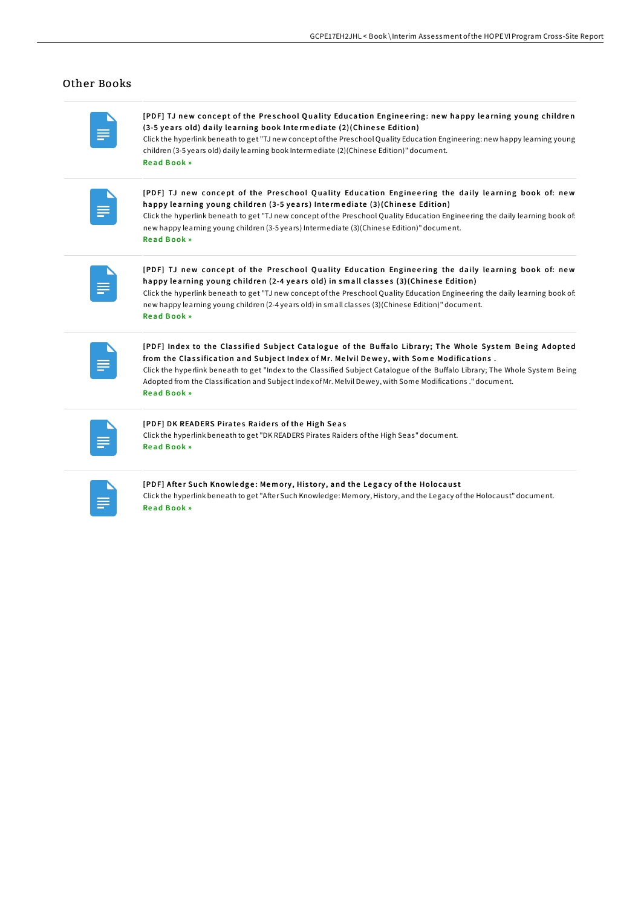## Other Books

**[PDF] TJ new concept of the Preschool Quality Education Engineering: new happy learning young children (3-5 years old) daily learning book Intermediate (2)(Chinese Edition)**

Click the hyperlink beneath to get "TJ new concept of the Preschool Quality Education Engineering: new happy learning young children (3-5 years old) daily learning book Intermediate (2)(Chinese Edition)" document.

Read Book »

**[PDF] TJ new concept of the Preschool Quality Education Engineering the daily learning book of: new happy learning young children (3-5 years) Intermediate (3)(Chinese Edition)**

Click the hyperlink beneath to get "TJ new concept of the Preschool Quality Education Engineering the daily learning book of: new happy learning young children (3-5 years) Intermediate (3)(Chinese Edition)" document.

Read Book »

**[PDF] TJ new concept of the Preschool Quality Education Engineering the daily learning book of: new happy learning young children (2-4 years old) in small classes (3)(Chinese Edition)**

Click the hyperlink beneath to get "TJ new concept of the Preschool Quality Education Engineering the daily learning book of: new happy learning young children (2-4 years old) in small classes (3)(Chinese Edition)" document.

Read Book »

**[PDF] Index to the Classified Subject Catalogue of the Buffalo Library; The Whole System Being Adopted from the Classification and Subject Index of Mr. Melvil Dewey, with Some Modifications .**

Click the hyperlink beneath to get "Index to the Classified Subject Catalogue of the Buffalo Library; The Whole System Being Adopted from the Classification and Subject Index of Mr. Melvil Dewey, with Some Modifications ." document.

Read Book »

**[PDF] DK READERS Pirates Raiders of the High Seas**

Click the hyperlink beneath to get "DK READERS Pirates Raiders of the High Seas" document.

Read Book »

**[PDF] After Such Knowledge: Memory, History, and the Legacy of the Holocaust**

Click the hyperlink beneath to get "After Such Knowledge: Memory, History, and the Legacy of the Holocaust" document.

Read Book »